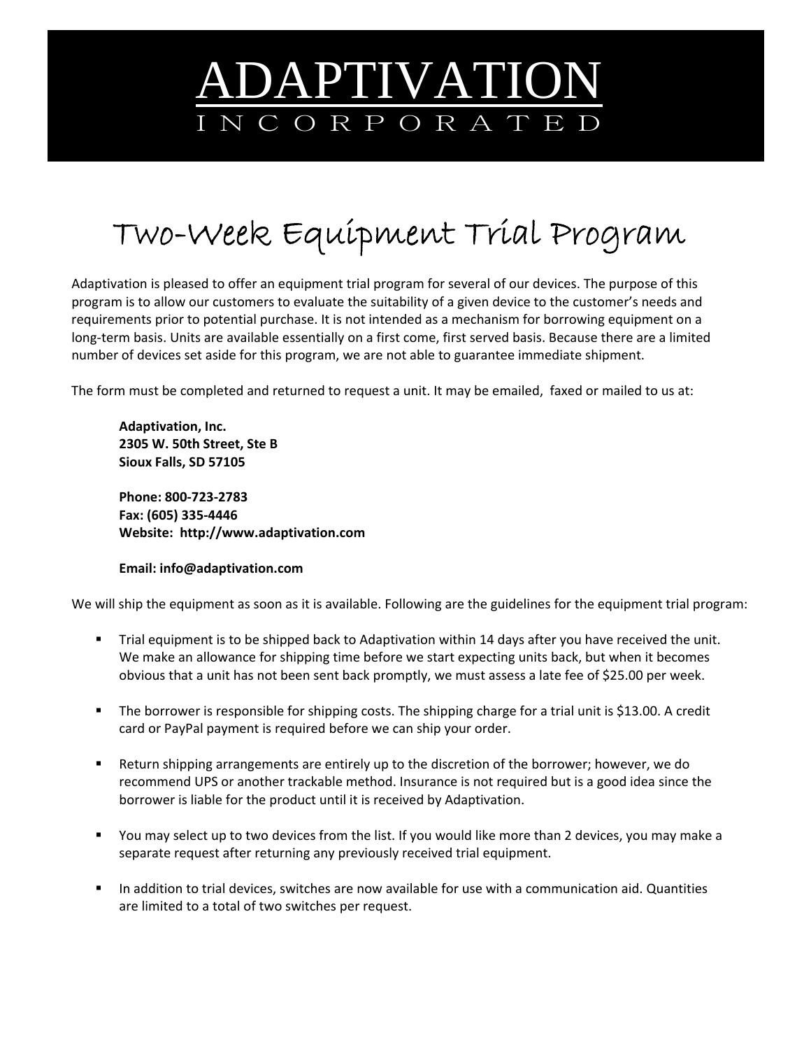# ADAPTIVATION

INCORPORATED

## Two-Week Equipment Trial Program

Adaptivation is pleased to offer an equipment trial program for several of our devices. The purpose of this program is to allow our customers to evaluate the suitability of a given device to the customer's needs and requirements prior to potential purchase. It is not intended as a mechanism for borrowing equipment on a long-term basis. Units are available essentially on a first come, first served basis. Because there are a limited number of devices set aside for this program, we are not able to guarantee immediate shipment.

The form must be completed and returned to request a unit. It may be emailed, faxed or mailed to us at:

**Adaptivation, Inc.**
**2305 W. 50th Street, Ste B**
**Sioux Falls, SD 57105**

**Phone: 800-723-2783**
**Fax: (605) 335-4446**
**Website: http://www.adaptivation.com**

**Email: info@adaptivation.com**

We will ship the equipment as soon as it is available. Following are the guidelines for the equipment trial program:

- Trial equipment is to be shipped back to Adaptivation within 14 days after you have received the unit. We make an allowance for shipping time before we start expecting units back, but when it becomes obvious that a unit has not been sent back promptly, we must assess a late fee of $25.00 per week.
- The borrower is responsible for shipping costs. The shipping charge for a trial unit is $13.00. A credit card or PayPal payment is required before we can ship your order.
- Return shipping arrangements are entirely up to the discretion of the borrower; however, we do recommend UPS or another trackable method. Insurance is not required but is a good idea since the borrower is liable for the product until it is received by Adaptivation.
- You may select up to two devices from the list. If you would like more than 2 devices, you may make a separate request after returning any previously received trial equipment.
- In addition to trial devices, switches are now available for use with a communication aid. Quantities are limited to a total of two switches per request.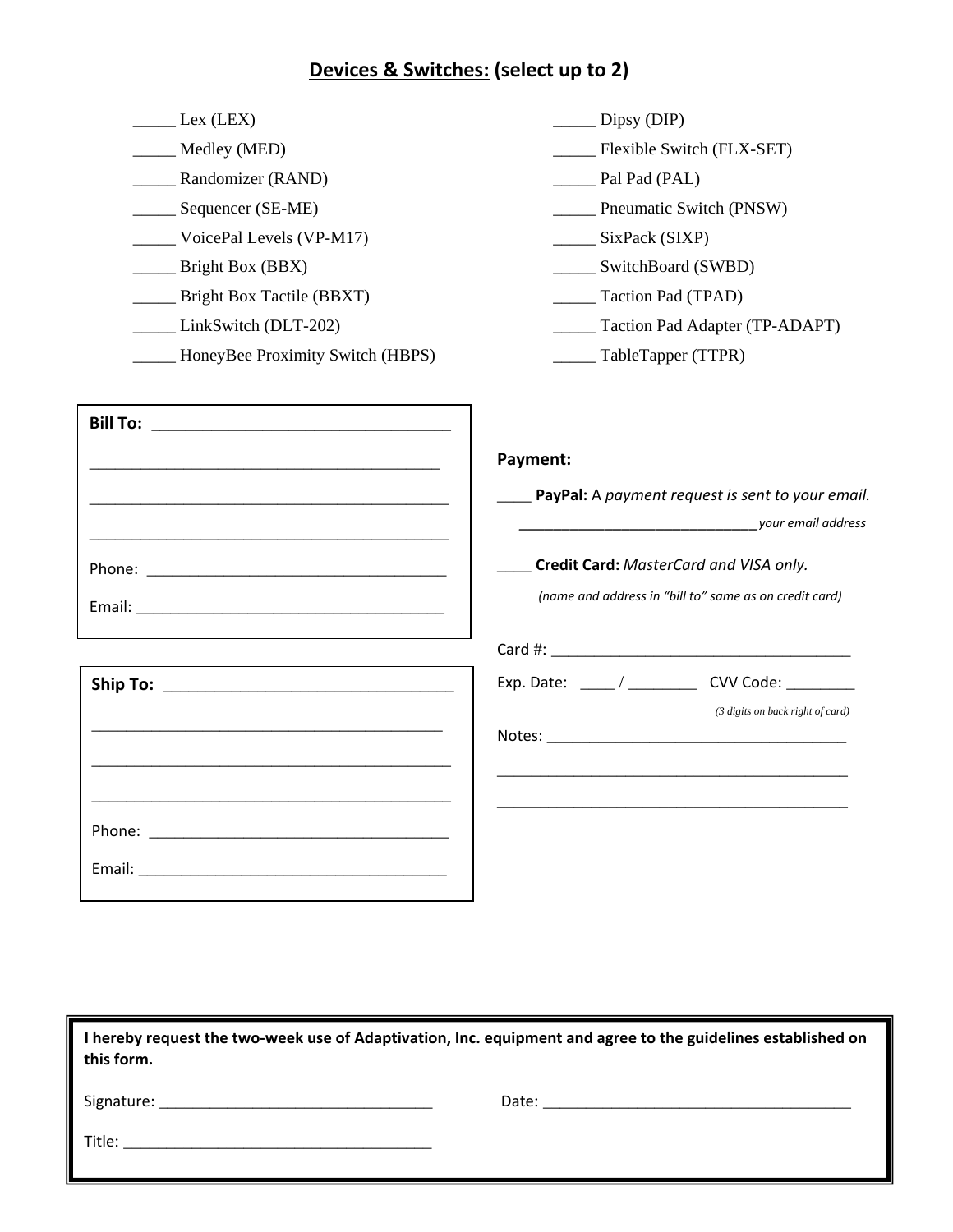## Devices & Switches: (select up to 2)

_____ Lex (LEX)
_____ Medley (MED)
_____ Randomizer (RAND)
_____ Sequencer (SE-ME)
_____ VoicePal Levels (VP-M17)
_____ Bright Box (BBX)
_____ Bright Box Tactile (BBXT)
_____ LinkSwitch (DLT-202)
_____ HoneyBee Proximity Switch (HBPS)

_____ Dipsy (DIP)
_____ Flexible Switch (FLX-SET)
_____ Pal Pad (PAL)
_____ Pneumatic Switch (PNSW)
_____ SixPack (SIXP)
_____ SwitchBoard (SWBD)
_____ Taction Pad (TPAD)
_____ Taction Pad Adapter (TP-ADAPT)
_____ TableTapper (TTPR)

**Bill To:** ___________________________________

_________________________________________

_________________________________________

_________________________________________

Phone: ____________________________________

Email: _____________________________________

**Ship To:** ___________________________________

_________________________________________

_________________________________________

_________________________________________

Phone: ____________________________________

Email: _____________________________________

**Payment:**

____ **PayPal:** A *payment request is sent to your email.*

______________________________ *your email address*

____ **Credit Card:** *MasterCard and VISA only.*

*(name and address in "bill to" same as on credit card)*

Card #: ____________________________________

Exp. Date: ____ / ________ CVV Code: ________

*(3 digits on back right of card)*

Notes: ____________________________________

_________________________________________

_________________________________________

**I hereby request the two-week use of Adaptivation, Inc. equipment and agree to the guidelines established on this form.**

Signature: _________________________________ Date: _____________________________________

Title: _____________________________________